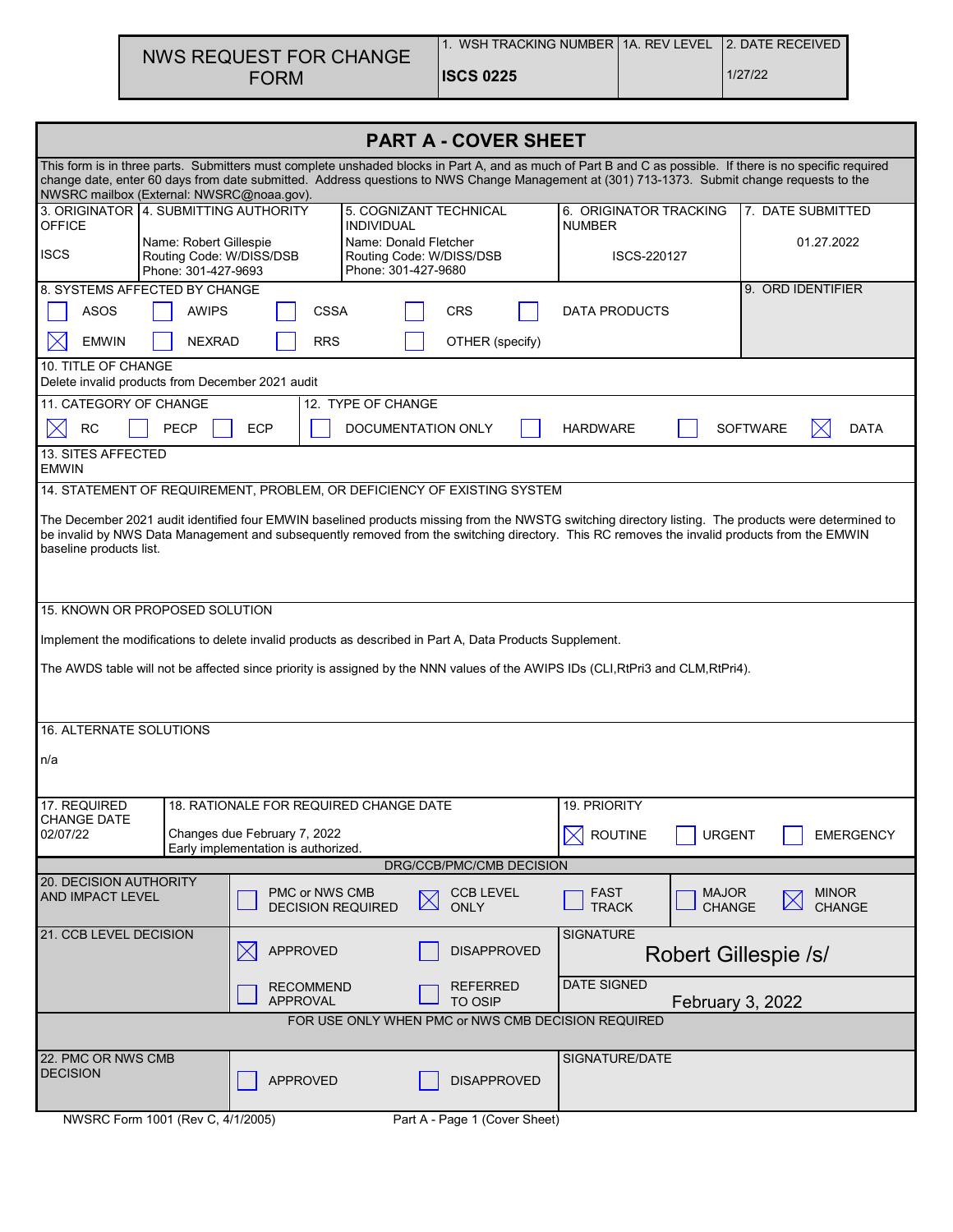# NWS REQUEST FOR CHANGE FORM

| 1. WSH TRACKING NUMBER | 1A. REV LEVEL | 2. DATE RECEIVED |
|---|---|---|
| **ISCS 0225** | | 1/27/22 |

## PART A - COVER SHEET

This form is in three parts. Submitters must complete unshaded blocks in Part A, and as much of Part B and C as possible. If there is no specific required change date, enter 60 days from date submitted. Address questions to NWS Change Management at (301) 713-1373. Submit change requests to the NWSRC mailbox (External: NWSRC@noaa.gov).

| 3. ORIGINATOR OFFICE | 4. SUBMITTING AUTHORITY | 5. COGNIZANT TECHNICAL INDIVIDUAL | 6. ORIGINATOR TRACKING NUMBER | 7. DATE SUBMITTED |
|---|---|---|---|---|
| ISCS | Name: Robert Gillespie<br>Routing Code: W/DISS/DSB<br>Phone: 301-427-9693 | Name: Donald Fletcher<br>Routing Code: W/DISS/DSB<br>Phone: 301-427-9680 | ISCS-220127 | 01.27.2022 |

**8. SYSTEMS AFFECTED BY CHANGE**

- [ ] ASOS
- [ ] AWIPS
- [ ] CSSA
- [ ] CRS
- [ ] DATA PRODUCTS
- [x] EMWIN
- [ ] NEXRAD
- [ ] RRS
- [ ] OTHER (specify)

**9. ORD IDENTIFIER**

**10. TITLE OF CHANGE**

Delete invalid products from December 2021 audit

**11. CATEGORY OF CHANGE**

- [x] RC
- [ ] PECP
- [ ] ECP

**12. TYPE OF CHANGE**

- [ ] DOCUMENTATION ONLY
- [ ] HARDWARE
- [ ] SOFTWARE
- [x] DATA

**13. SITES AFFECTED**

EMWIN

**14. STATEMENT OF REQUIREMENT, PROBLEM, OR DEFICIENCY OF EXISTING SYSTEM**

The December 2021 audit identified four EMWIN baselined products missing from the NWSTG switching directory listing. The products were determined to be invalid by NWS Data Management and subsequently removed from the switching directory. This RC removes the invalid products from the EMWIN baseline products list.

**15. KNOWN OR PROPOSED SOLUTION**

Implement the modifications to delete invalid products as described in Part A, Data Products Supplement.

The AWDS table will not be affected since priority is assigned by the NNN values of the AWIPS IDs (CLI,RtPri3 and CLM,RtPri4).

**16. ALTERNATE SOLUTIONS**

n/a

**17. REQUIRED CHANGE DATE**

02/07/22

**18. RATIONALE FOR REQUIRED CHANGE DATE**

Changes due February 7, 2022
Early implementation is authorized.

**19. PRIORITY**

- [x] ROUTINE
- [ ] URGENT
- [ ] EMERGENCY

### DRG/CCB/PMC/CMB DECISION

**20. DECISION AUTHORITY AND IMPACT LEVEL**

- [ ] PMC or NWS CMB DECISION REQUIRED
- [x] CCB LEVEL ONLY
- [ ] FAST TRACK
- [ ] MAJOR CHANGE
- [x] MINOR CHANGE

**21. CCB LEVEL DECISION**

- [x] APPROVED
- [ ] DISAPPROVED
- [ ] RECOMMEND APPROVAL
- [ ] REFERRED TO OSIP

SIGNATURE: Robert Gillespie /s/

DATE SIGNED: February 3, 2022

### FOR USE ONLY WHEN PMC or NWS CMB DECISION REQUIRED

**22. PMC OR NWS CMB DECISION**

- [ ] APPROVED
- [ ] DISAPPROVED

SIGNATURE/DATE:

NWSRC Form 1001 (Rev C, 4/1/2005) Part A - Page 1 (Cover Sheet)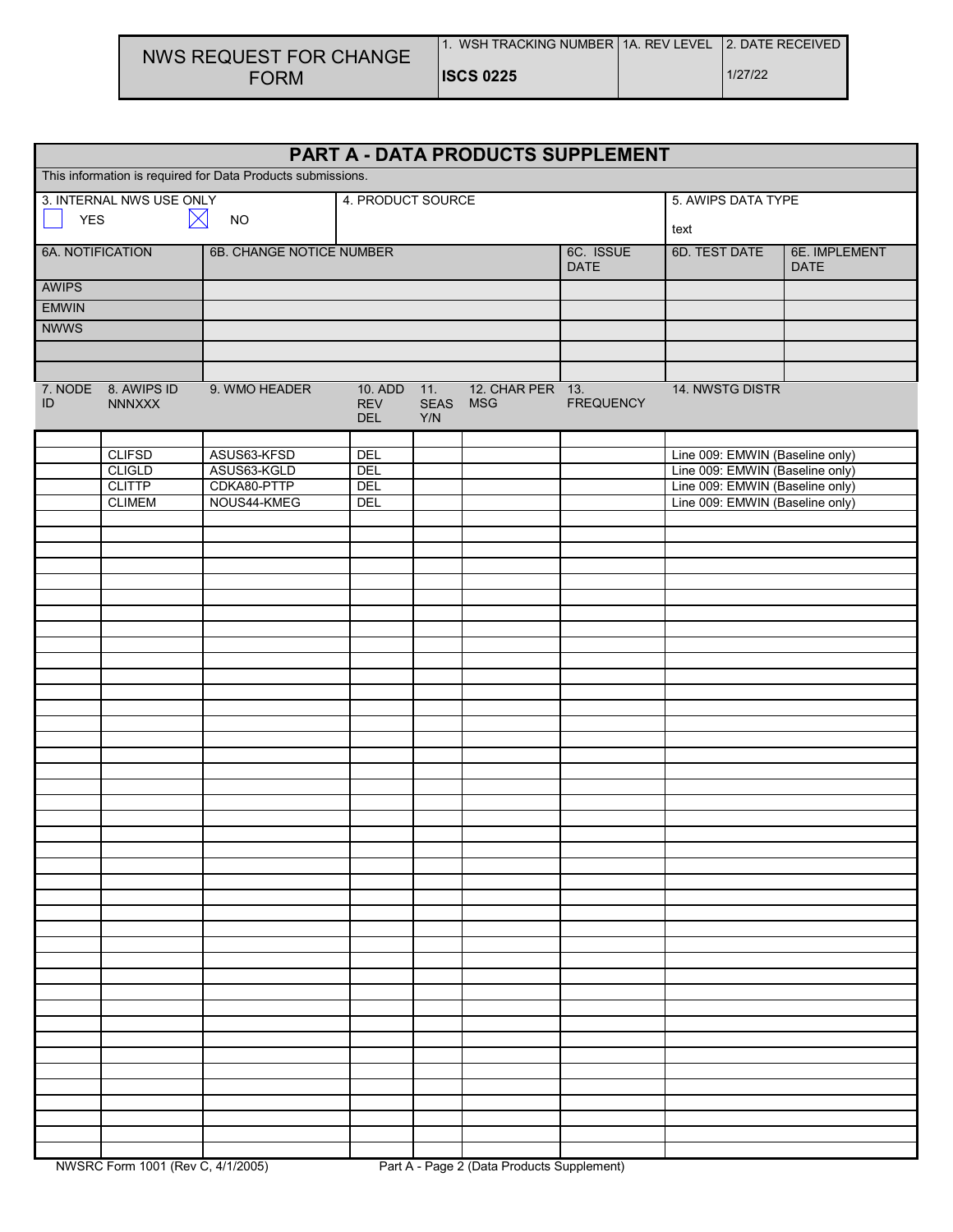# NWS REQUEST FOR CHANGE FORM

| 1. WSH TRACKING NUMBER | 1A. REV LEVEL | 2. DATE RECEIVED |
|---|---|---|
| **ISCS 0225** | | 1/27/22 |

## PART A - DATA PRODUCTS SUPPLEMENT

This information is required for Data Products submissions.

| 3. INTERNAL NWS USE ONLY | 4. PRODUCT SOURCE | 5. AWIPS DATA TYPE |
|---|---|---|
| ☐ YES ☒ NO | | text |

| 6A. NOTIFICATION | 6B. CHANGE NOTICE NUMBER | 6C. ISSUE DATE | 6D. TEST DATE | 6E. IMPLEMENT DATE |
|---|---|---|---|---|
| AWIPS | | | | |
| EMWIN | | | | |
| NWWS | | | | |
| | | | | |
| | | | | |

| 7. NODE ID | 8. AWIPS ID NNNXXX | 9. WMO HEADER | 10. ADD REV DEL | 11. SEAS Y/N | 12. CHAR PER MSG | 13. FREQUENCY | 14. NWSTG DISTR |
|---|---|---|---|---|---|---|---|
| | | | | | | | |
| | CLIFSD | ASUS63-KFSD | DEL | | | | Line 009: EMWIN (Baseline only) |
| | CLIGLD | ASUS63-KGLD | DEL | | | | Line 009: EMWIN (Baseline only) |
| | CLITTP | CDKA80-PTTP | DEL | | | | Line 009: EMWIN (Baseline only) |
| | CLIMEM | NOUS44-KMEG | DEL | | | | Line 009: EMWIN (Baseline only) |

NWSRC Form 1001 (Rev C, 4/1/2005) Part A - Page 2 (Data Products Supplement)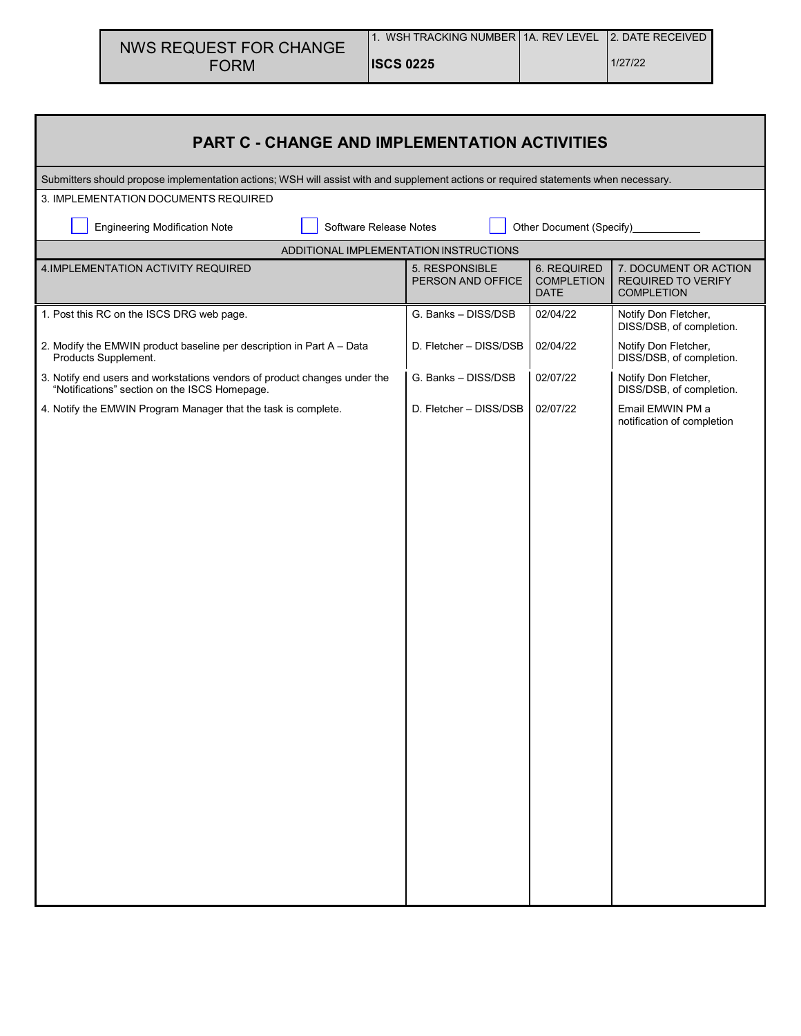| NWS REQUEST FOR CHANGE FORM | 1. WSH TRACKING NUMBER | 1A. REV LEVEL | 2. DATE RECEIVED |
|---|---|---|---|
| | **ISCS 0225** | | 1/27/22 |

## PART C - CHANGE AND IMPLEMENTATION ACTIVITIES

Submitters should propose implementation actions; WSH will assist with and supplement actions or required statements when necessary.

3. IMPLEMENTATION DOCUMENTS REQUIRED

☐ Engineering Modification Note ☐ Software Release Notes ☐ Other Document (Specify)\_\_\_\_\_\_\_\_\_\_\_\_

ADDITIONAL IMPLEMENTATION INSTRUCTIONS

| 4. IMPLEMENTATION ACTIVITY REQUIRED | 5. RESPONSIBLE PERSON AND OFFICE | 6. REQUIRED COMPLETION DATE | 7. DOCUMENT OR ACTION REQUIRED TO VERIFY COMPLETION |
|---|---|---|---|
| 1. Post this RC on the ISCS DRG web page. | G. Banks – DISS/DSB | 02/04/22 | Notify Don Fletcher, DISS/DSB, of completion. |
| 2. Modify the EMWIN product baseline per description in Part A – Data Products Supplement. | D. Fletcher – DISS/DSB | 02/04/22 | Notify Don Fletcher, DISS/DSB, of completion. |
| 3. Notify end users and workstations vendors of product changes under the "Notifications" section on the ISCS Homepage. | G. Banks – DISS/DSB | 02/07/22 | Notify Don Fletcher, DISS/DSB, of completion. |
| 4. Notify the EMWIN Program Manager that the task is complete. | D. Fletcher – DISS/DSB | 02/07/22 | Email EMWIN PM a notification of completion |